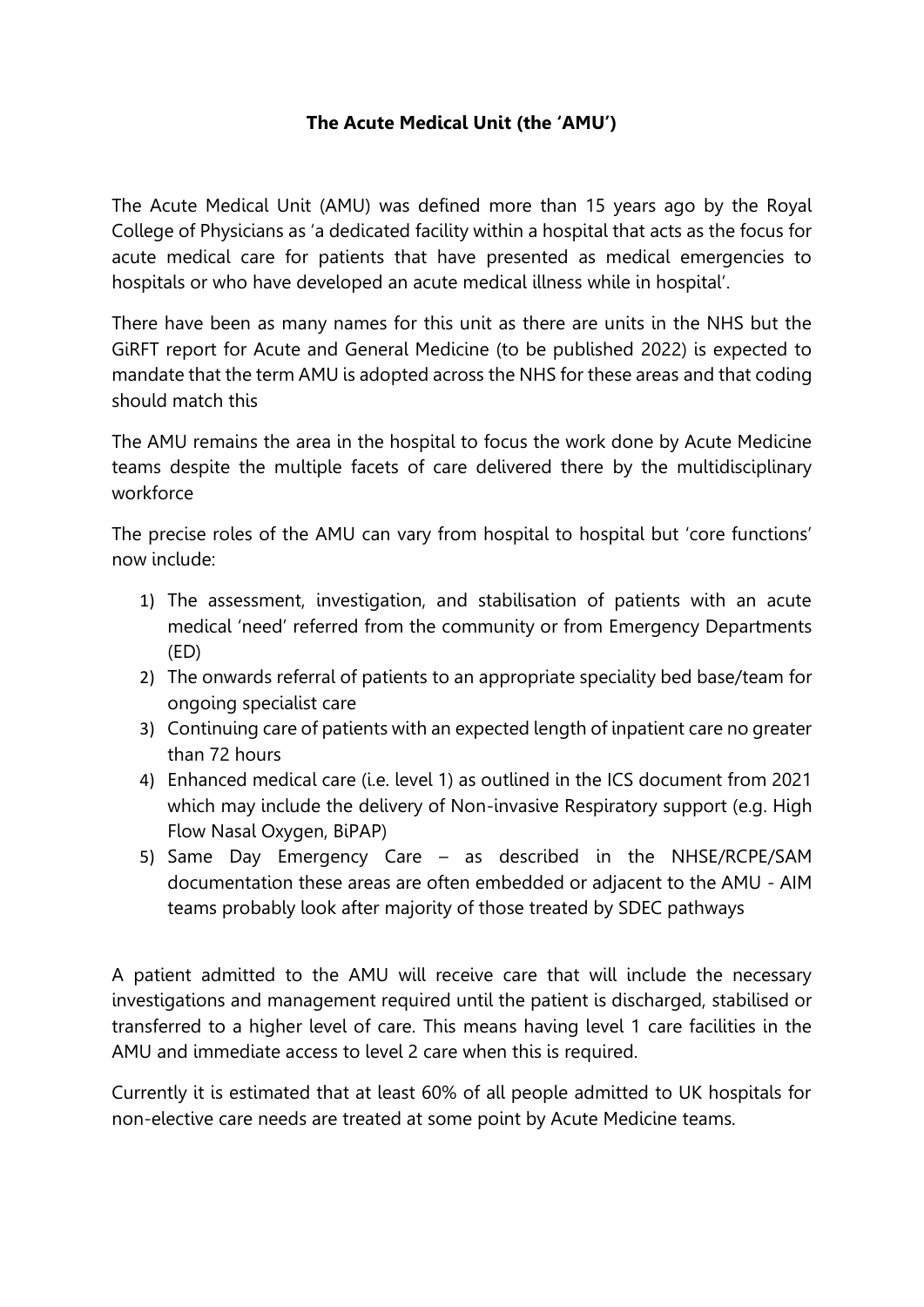# The Acute Medical Unit (the 'AMU')

The Acute Medical Unit (AMU) was defined more than 15 years ago by the Royal College of Physicians as 'a dedicated facility within a hospital that acts as the focus for acute medical care for patients that have presented as medical emergencies to hospitals or who have developed an acute medical illness while in hospital'.

There have been as many names for this unit as there are units in the NHS but the GiRFT report for Acute and General Medicine (to be published 2022) is expected to mandate that the term AMU is adopted across the NHS for these areas and that coding should match this

The AMU remains the area in the hospital to focus the work done by Acute Medicine teams despite the multiple facets of care delivered there by the multidisciplinary workforce

The precise roles of the AMU can vary from hospital to hospital but 'core functions' now include:

1) The assessment, investigation, and stabilisation of patients with an acute medical 'need' referred from the community or from Emergency Departments (ED)
2) The onwards referral of patients to an appropriate speciality bed base/team for ongoing specialist care
3) Continuing care of patients with an expected length of inpatient care no greater than 72 hours
4) Enhanced medical care (i.e. level 1) as outlined in the ICS document from 2021 which may include the delivery of Non-invasive Respiratory support (e.g. High Flow Nasal Oxygen, BiPAP)
5) Same Day Emergency Care – as described in the NHSE/RCPE/SAM documentation these areas are often embedded or adjacent to the AMU - AIM teams probably look after majority of those treated by SDEC pathways

A patient admitted to the AMU will receive care that will include the necessary investigations and management required until the patient is discharged, stabilised or transferred to a higher level of care. This means having level 1 care facilities in the AMU and immediate access to level 2 care when this is required.

Currently it is estimated that at least 60% of all people admitted to UK hospitals for non-elective care needs are treated at some point by Acute Medicine teams.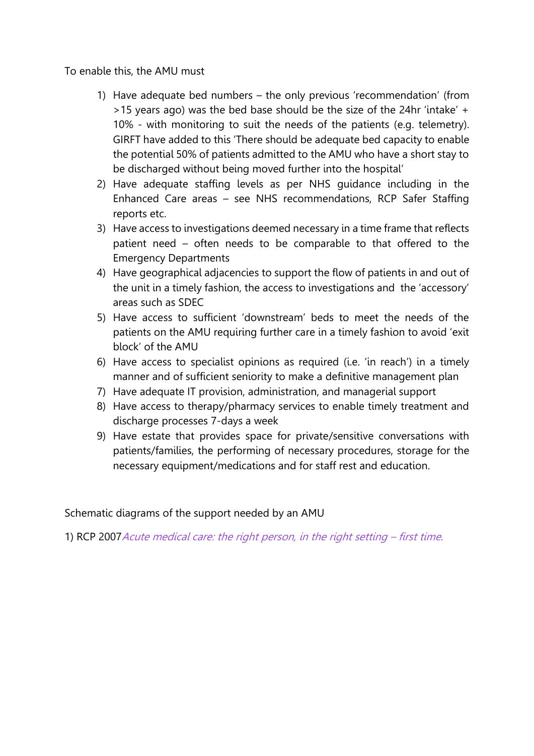To enable this, the AMU must

1) Have adequate bed numbers – the only previous 'recommendation' (from >15 years ago) was the bed base should be the size of the 24hr 'intake' + 10% - with monitoring to suit the needs of the patients (e.g. telemetry). GIRFT have added to this 'There should be adequate bed capacity to enable the potential 50% of patients admitted to the AMU who have a short stay to be discharged without being moved further into the hospital'
2) Have adequate staffing levels as per NHS guidance including in the Enhanced Care areas – see NHS recommendations, RCP Safer Staffing reports etc.
3) Have access to investigations deemed necessary in a time frame that reflects patient need – often needs to be comparable to that offered to the Emergency Departments
4) Have geographical adjacencies to support the flow of patients in and out of the unit in a timely fashion, the access to investigations and the 'accessory' areas such as SDEC
5) Have access to sufficient 'downstream' beds to meet the needs of the patients on the AMU requiring further care in a timely fashion to avoid 'exit block' of the AMU
6) Have access to specialist opinions as required (i.e. 'in reach') in a timely manner and of sufficient seniority to make a definitive management plan
7) Have adequate IT provision, administration, and managerial support
8) Have access to therapy/pharmacy services to enable timely treatment and discharge processes 7-days a week
9) Have estate that provides space for private/sensitive conversations with patients/families, the performing of necessary procedures, storage for the necessary equipment/medications and for staff rest and education.

Schematic diagrams of the support needed by an AMU

1) RCP 2007 *Acute medical care: the right person, in the right setting – first time*.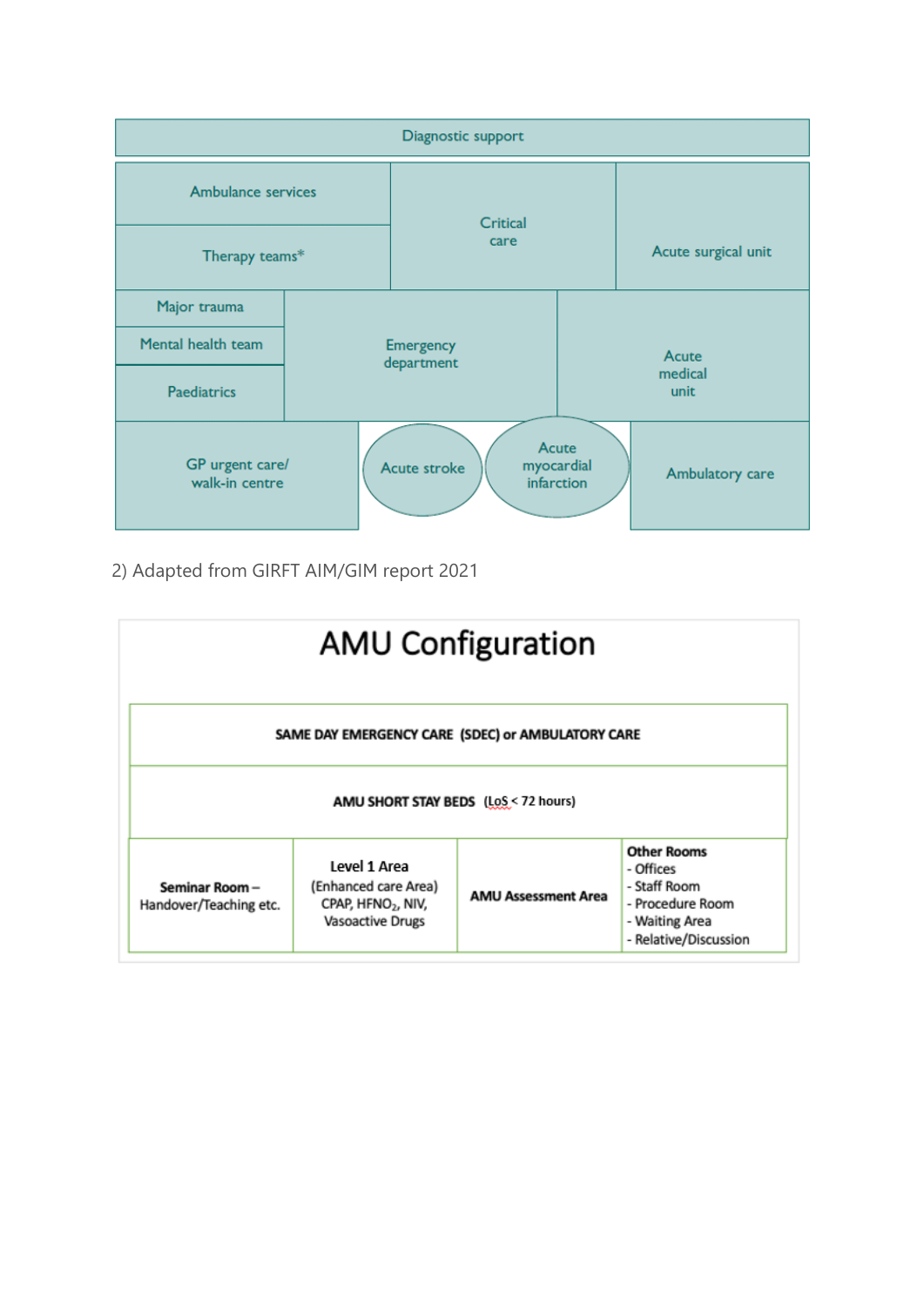Diagnostic support

| Ambulance services | Critical care | Acute surgical unit |
|---|---|---|
| Therapy teams* | | |

| Major trauma | Emergency department | Acute medical unit |
|---|---|---|
| Mental health team | | |
| Paediatrics | | |

| GP urgent care/ walk-in centre | Acute stroke | Acute myocardial infarction | Ambulatory care |
|---|---|---|---|

2) Adapted from GIRFT AIM/GIM report 2021

# AMU Configuration

| SAME DAY EMERGENCY CARE (SDEC) or AMBULATORY CARE | | | |
|---|---|---|---|
| **AMU SHORT STAY BEDS** (LoS < 72 hours) | | | |
| **Seminar Room** – Handover/Teaching etc. | **Level 1 Area** (Enhanced care Area) CPAP, $HFNO_2$, NIV, Vasoactive Drugs | **AMU Assessment Area** | **Other Rooms** - Offices - Staff Room - Procedure Room - Waiting Area - Relative/Discussion |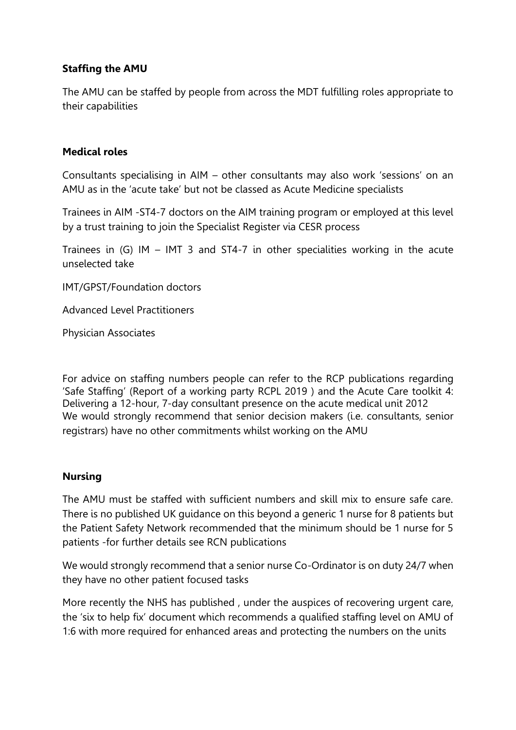**Staffing the AMU**

The AMU can be staffed by people from across the MDT fulfilling roles appropriate to their capabilities

**Medical roles**

Consultants specialising in AIM – other consultants may also work 'sessions' on an AMU as in the 'acute take' but not be classed as Acute Medicine specialists

Trainees in AIM -ST4-7 doctors on the AIM training program or employed at this level by a trust training to join the Specialist Register via CESR process

Trainees in (G) IM – IMT 3 and ST4-7 in other specialities working in the acute unselected take

IMT/GPST/Foundation doctors

Advanced Level Practitioners

Physician Associates

For advice on staffing numbers people can refer to the RCP publications regarding 'Safe Staffing' (Report of a working party RCPL 2019 ) and the Acute Care toolkit 4: Delivering a 12-hour, 7-day consultant presence on the acute medical unit 2012
We would strongly recommend that senior decision makers (i.e. consultants, senior registrars) have no other commitments whilst working on the AMU

**Nursing**

The AMU must be staffed with sufficient numbers and skill mix to ensure safe care. There is no published UK guidance on this beyond a generic 1 nurse for 8 patients but the Patient Safety Network recommended that the minimum should be 1 nurse for 5 patients -for further details see RCN publications

We would strongly recommend that a senior nurse Co-Ordinator is on duty 24/7 when they have no other patient focused tasks

More recently the NHS has published , under the auspices of recovering urgent care, the 'six to help fix' document which recommends a qualified staffing level on AMU of 1:6 with more required for enhanced areas and protecting the numbers on the units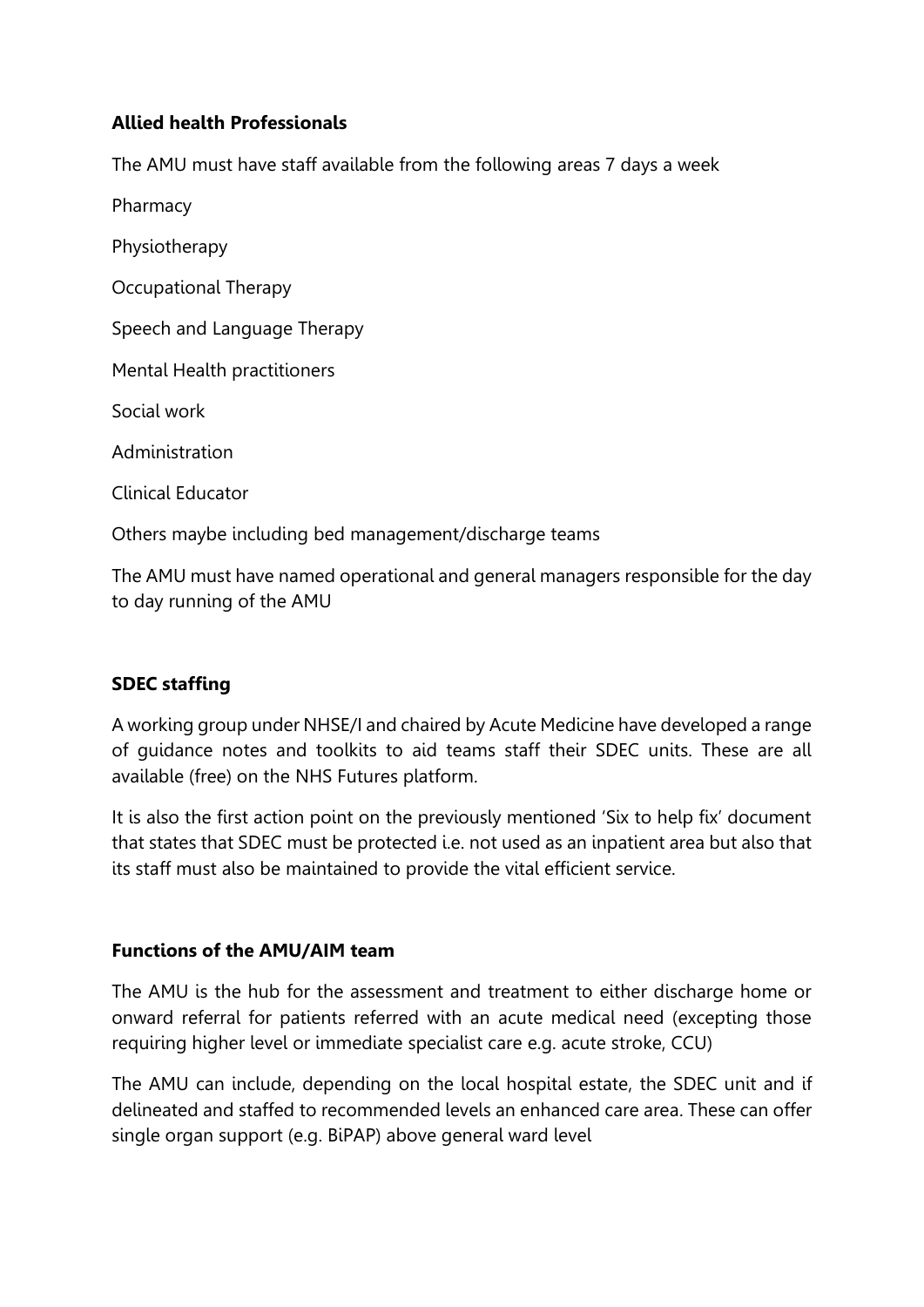**Allied health Professionals**

The AMU must have staff available from the following areas 7 days a week

Pharmacy

Physiotherapy

Occupational Therapy

Speech and Language Therapy

Mental Health practitioners

Social work

Administration

Clinical Educator

Others maybe including bed management/discharge teams

The AMU must have named operational and general managers responsible for the day to day running of the AMU

**SDEC staffing**

A working group under NHSE/I and chaired by Acute Medicine have developed a range of guidance notes and toolkits to aid teams staff their SDEC units. These are all available (free) on the NHS Futures platform.

It is also the first action point on the previously mentioned 'Six to help fix' document that states that SDEC must be protected i.e. not used as an inpatient area but also that its staff must also be maintained to provide the vital efficient service.

**Functions of the AMU/AIM team**

The AMU is the hub for the assessment and treatment to either discharge home or onward referral for patients referred with an acute medical need (excepting those requiring higher level or immediate specialist care e.g. acute stroke, CCU)

The AMU can include, depending on the local hospital estate, the SDEC unit and if delineated and staffed to recommended levels an enhanced care area. These can offer single organ support (e.g. BiPAP) above general ward level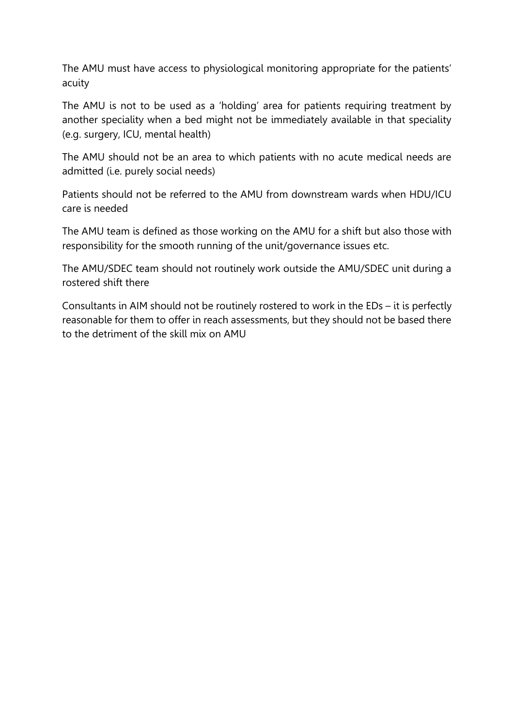The AMU must have access to physiological monitoring appropriate for the patients' acuity

The AMU is not to be used as a 'holding' area for patients requiring treatment by another speciality when a bed might not be immediately available in that speciality (e.g. surgery, ICU, mental health)

The AMU should not be an area to which patients with no acute medical needs are admitted (i.e. purely social needs)

Patients should not be referred to the AMU from downstream wards when HDU/ICU care is needed

The AMU team is defined as those working on the AMU for a shift but also those with responsibility for the smooth running of the unit/governance issues etc.

The AMU/SDEC team should not routinely work outside the AMU/SDEC unit during a rostered shift there

Consultants in AIM should not be routinely rostered to work in the EDs – it is perfectly reasonable for them to offer in reach assessments, but they should not be based there to the detriment of the skill mix on AMU